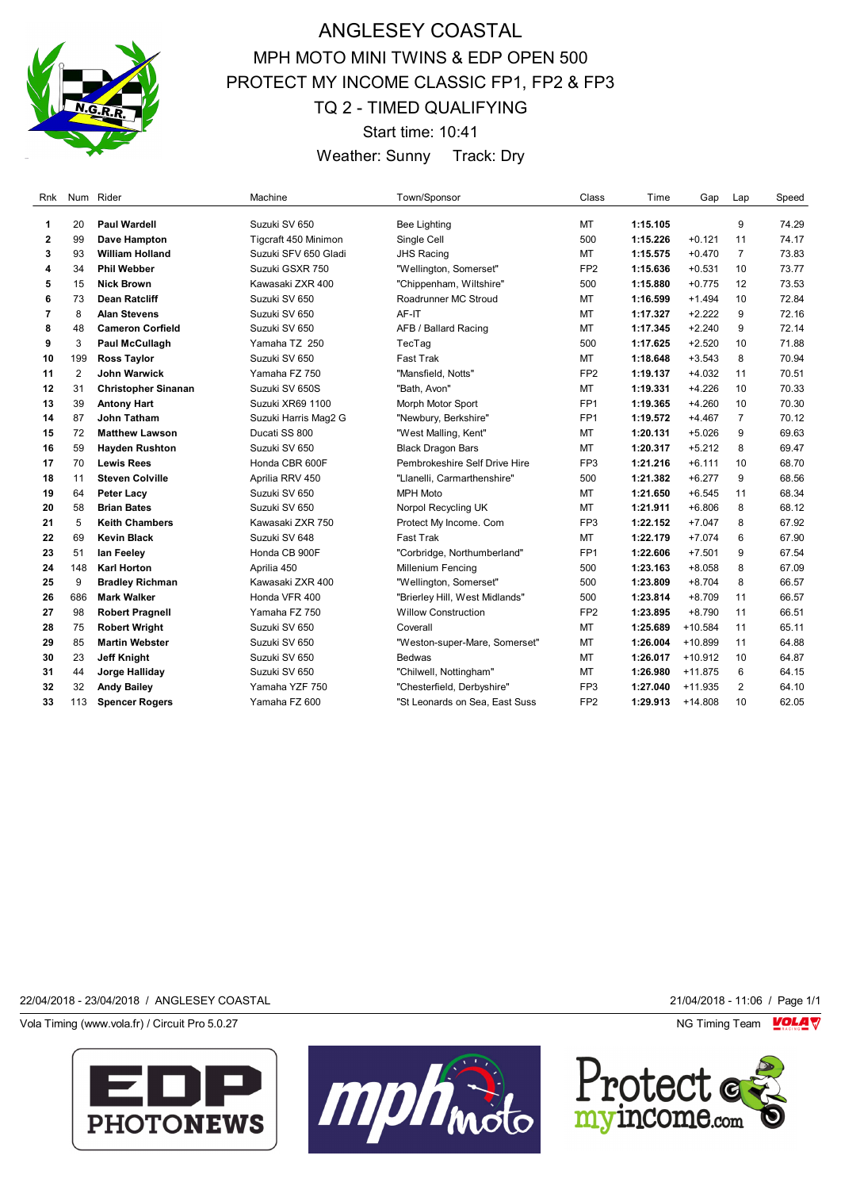# ANGLESEY COASTAL

## MPH MOTO MINI TWINS & EDP OPEN 500
## PROTECT MY INCOME CLASSIC FP1, FP2 & FP3
## TQ 2 - TIMED QUALIFYING

Start time: 10:41

Weather: Sunny    Track: Dry

| Rnk | Num | Rider | Machine | Town/Sponsor | Class | Time | Gap | Lap | Speed |
|---|---|---|---|---|---|---|---|---|---|
| 1 | 20 | **Paul Wardell** | Suzuki SV 650 | Bee Lighting | MT | **1:15.105** | | 9 | 74.29 |
| 2 | 99 | **Dave Hampton** | Tigcraft 450 Minimon | Single Cell | 500 | **1:15.226** | +0.121 | 11 | 74.17 |
| 3 | 93 | **William Holland** | Suzuki SFV 650 Gladi | JHS Racing | MT | **1:15.575** | +0.470 | 7 | 73.83 |
| 4 | 34 | **Phil Webber** | Suzuki GSXR 750 | "Wellington, Somerset" | FP2 | **1:15.636** | +0.531 | 10 | 73.77 |
| 5 | 15 | **Nick Brown** | Kawasaki ZXR 400 | "Chippenham, Wiltshire" | 500 | **1:15.880** | +0.775 | 12 | 73.53 |
| 6 | 73 | **Dean Ratcliff** | Suzuki SV 650 | Roadrunner MC Stroud | MT | **1:16.599** | +1.494 | 10 | 72.84 |
| 7 | 8 | **Alan Stevens** | Suzuki SV 650 | AF-IT | MT | **1:17.327** | +2.222 | 9 | 72.16 |
| 8 | 48 | **Cameron Corfield** | Suzuki SV 650 | AFB / Ballard Racing | MT | **1:17.345** | +2.240 | 9 | 72.14 |
| 9 | 3 | **Paul McCullagh** | Yamaha TZ 250 | TecTag | 500 | **1:17.625** | +2.520 | 10 | 71.88 |
| 10 | 199 | **Ross Taylor** | Suzuki SV 650 | Fast Trak | MT | **1:18.648** | +3.543 | 8 | 70.94 |
| 11 | 2 | **John Warwick** | Yamaha FZ 750 | "Mansfield, Notts" | FP2 | **1:19.137** | +4.032 | 11 | 70.51 |
| 12 | 31 | **Christopher Sinanan** | Suzuki SV 650S | "Bath, Avon" | MT | **1:19.331** | +4.226 | 10 | 70.33 |
| 13 | 39 | **Antony Hart** | Suzuki XR69 1100 | Morph Motor Sport | FP1 | **1:19.365** | +4.260 | 10 | 70.30 |
| 14 | 87 | **John Tatham** | Suzuki Harris Mag2 G | "Newbury, Berkshire" | FP1 | **1:19.572** | +4.467 | 7 | 70.12 |
| 15 | 72 | **Matthew Lawson** | Ducati SS 800 | "West Malling, Kent" | MT | **1:20.131** | +5.026 | 9 | 69.63 |
| 16 | 59 | **Hayden Rushton** | Suzuki SV 650 | Black Dragon Bars | MT | **1:20.317** | +5.212 | 8 | 69.47 |
| 17 | 70 | **Lewis Rees** | Honda CBR 600F | Pembrokeshire Self Drive Hire | FP3 | **1:21.216** | +6.111 | 10 | 68.70 |
| 18 | 11 | **Steven Colville** | Aprilia RRV 450 | "Llanelli, Carmarthenshire" | 500 | **1:21.382** | +6.277 | 9 | 68.56 |
| 19 | 64 | **Peter Lacy** | Suzuki SV 650 | MPH Moto | MT | **1:21.650** | +6.545 | 11 | 68.34 |
| 20 | 58 | **Brian Bates** | Suzuki SV 650 | Norpol Recycling UK | MT | **1:21.911** | +6.806 | 8 | 68.12 |
| 21 | 5 | **Keith Chambers** | Kawasaki ZXR 750 | Protect My Income. Com | FP3 | **1:22.152** | +7.047 | 8 | 67.92 |
| 22 | 69 | **Kevin Black** | Suzuki SV 648 | Fast Trak | MT | **1:22.179** | +7.074 | 6 | 67.90 |
| 23 | 51 | **Ian Feeley** | Honda CB 900F | "Corbridge, Northumberland" | FP1 | **1:22.606** | +7.501 | 9 | 67.54 |
| 24 | 148 | **Karl Horton** | Aprilia 450 | Millenium Fencing | 500 | **1:23.163** | +8.058 | 8 | 67.09 |
| 25 | 9 | **Bradley Richman** | Kawasaki ZXR 400 | "Wellington, Somerset" | 500 | **1:23.809** | +8.704 | 8 | 66.57 |
| 26 | 686 | **Mark Walker** | Honda VFR 400 | "Brierley Hill, West Midlands" | 500 | **1:23.814** | +8.709 | 11 | 66.57 |
| 27 | 98 | **Robert Pragnell** | Yamaha FZ 750 | Willow Construction | FP2 | **1:23.895** | +8.790 | 11 | 66.51 |
| 28 | 75 | **Robert Wright** | Suzuki SV 650 | Coverall | MT | **1:25.689** | +10.584 | 11 | 65.11 |
| 29 | 85 | **Martin Webster** | Suzuki SV 650 | "Weston-super-Mare, Somerset" | MT | **1:26.004** | +10.899 | 11 | 64.88 |
| 30 | 23 | **Jeff Knight** | Suzuki SV 650 | Bedwas | MT | **1:26.017** | +10.912 | 10 | 64.87 |
| 31 | 44 | **Jorge Halliday** | Suzuki SV 650 | "Chilwell, Nottingham" | MT | **1:26.980** | +11.875 | 6 | 64.15 |
| 32 | 32 | **Andy Bailey** | Yamaha YZF 750 | "Chesterfield, Derbyshire" | FP3 | **1:27.040** | +11.935 | 2 | 64.10 |
| 33 | 113 | **Spencer Rogers** | Yamaha FZ 600 | "St Leonards on Sea, East Suss | FP2 | **1:29.913** | +14.808 | 10 | 62.05 |

22/04/2018 - 23/04/2018 / ANGLESEY COASTAL    21/04/2018 - 11:06

Vola Timing (www.vola.fr) / Circuit Pro 5.0.27    NG Timing Team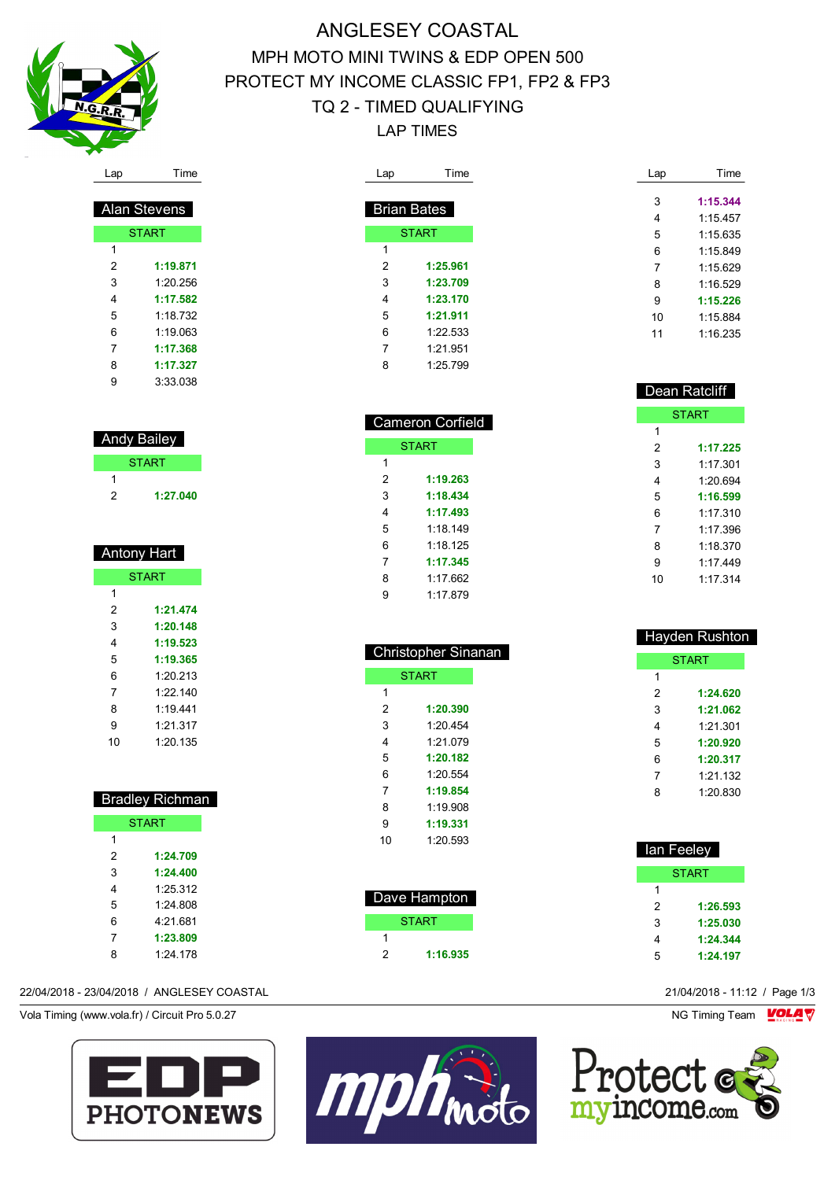# ANGLESEY COASTAL

## MPH MOTO MINI TWINS & EDP OPEN 500

## PROTECT MY INCOME CLASSIC FP1, FP2 & FP3

## TQ 2 - TIMED QUALIFYING

## LAP TIMES

### Alan Stevens

| Lap | Time |
|---|---|
| START | |
| 1 | |
| 2 | **1:19.871** |
| 3 | 1:20.256 |
| 4 | **1:17.582** |
| 5 | 1:18.732 |
| 6 | 1:19.063 |
| 7 | **1:17.368** |
| 8 | **1:17.327** |
| 9 | 3:33.038 |

### Andy Bailey

| Lap | Time |
|---|---|
| START | |
| 1 | |
| 2 | **1:27.040** |

### Antony Hart

| Lap | Time |
|---|---|
| START | |
| 1 | |
| 2 | **1:21.474** |
| 3 | **1:20.148** |
| 4 | **1:19.523** |
| 5 | **1:19.365** |
| 6 | 1:20.213 |
| 7 | 1:22.140 |
| 8 | 1:19.441 |
| 9 | 1:21.317 |
| 10 | 1:20.135 |

### Bradley Richman

| Lap | Time |
|---|---|
| START | |
| 1 | |
| 2 | **1:24.709** |
| 3 | **1:24.400** |
| 4 | 1:25.312 |
| 5 | 1:24.808 |
| 6 | 4:21.681 |
| 7 | **1:23.809** |
| 8 | 1:24.178 |

### Brian Bates

| Lap | Time |
|---|---|
| START | |
| 1 | |
| 2 | **1:25.961** |
| 3 | **1:23.709** |
| 4 | **1:23.170** |
| 5 | **1:21.911** |
| 6 | 1:22.533 |
| 7 | 1:21.951 |
| 8 | 1:25.799 |

### Cameron Corfield

| Lap | Time |
|---|---|
| START | |
| 1 | |
| 2 | **1:19.263** |
| 3 | **1:18.434** |
| 4 | **1:17.493** |
| 5 | 1:18.149 |
| 6 | 1:18.125 |
| 7 | **1:17.345** |
| 8 | 1:17.662 |
| 9 | 1:17.879 |

### Christopher Sinanan

| Lap | Time |
|---|---|
| START | |
| 1 | |
| 2 | **1:20.390** |
| 3 | 1:20.454 |
| 4 | 1:21.079 |
| 5 | **1:20.182** |
| 6 | 1:20.554 |
| 7 | **1:19.854** |
| 8 | 1:19.908 |
| 9 | **1:19.331** |
| 10 | 1:20.593 |

### Dave Hampton

| Lap | Time |
|---|---|
| START | |
| 1 | |
| 2 | **1:16.935** |
| 3 | **1:15.344** |
| 4 | 1:15.457 |
| 5 | 1:15.635 |
| 6 | 1:15.849 |
| 7 | 1:15.629 |
| 8 | 1:16.529 |
| 9 | **1:15.226** |
| 10 | 1:15.884 |
| 11 | 1:16.235 |

### Dean Ratcliff

| Lap | Time |
|---|---|
| START | |
| 1 | |
| 2 | **1:17.225** |
| 3 | 1:17.301 |
| 4 | 1:20.694 |
| 5 | **1:16.599** |
| 6 | 1:17.310 |
| 7 | 1:17.396 |
| 8 | 1:18.370 |
| 9 | 1:17.449 |
| 10 | 1:17.314 |

### Hayden Rushton

| Lap | Time |
|---|---|
| START | |
| 1 | |
| 2 | **1:24.620** |
| 3 | **1:21.062** |
| 4 | 1:21.301 |
| 5 | **1:20.920** |
| 6 | **1:20.317** |
| 7 | 1:21.132 |
| 8 | 1:20.830 |

### Ian Feeley

| Lap | Time |
|---|---|
| START | |
| 1 | |
| 2 | **1:26.593** |
| 3 | **1:25.030** |
| 4 | **1:24.344** |
| 5 | **1:24.197** |

22/04/2018 - 23/04/2018 / ANGLESEY COASTAL

21/04/2018 - 11:12

Vola Timing (www.vola.fr) / Circuit Pro 5.0.27

NG Timing Team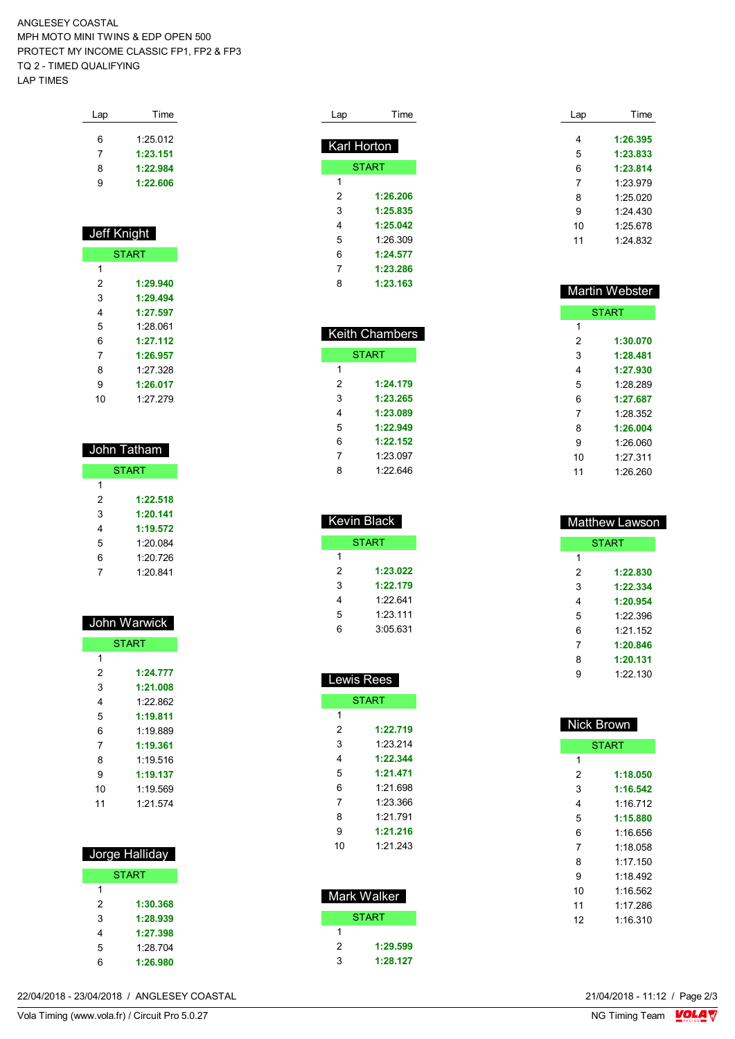ANGLESEY COASTAL
MPH MOTO MINI TWINS & EDP OPEN 500
PROTECT MY INCOME CLASSIC FP1, FP2 & FP3
TQ 2 - TIMED QUALIFYING
LAP TIMES

| Lap | Time |
|---|---|
| 6 | 1:25.012 |
| 7 | **1:23.151** |
| 8 | **1:22.984** |
| 9 | **1:22.606** |

## Jeff Knight

| Lap | Time |
|---|---|
| START | |
| 1 | |
| 2 | **1:29.940** |
| 3 | **1:29.494** |
| 4 | **1:27.597** |
| 5 | 1:28.061 |
| 6 | **1:27.112** |
| 7 | **1:26.957** |
| 8 | 1:27.328 |
| 9 | **1:26.017** |
| 10 | 1:27.279 |

## John Tatham

| Lap | Time |
|---|---|
| START | |
| 1 | |
| 2 | **1:22.518** |
| 3 | **1:20.141** |
| 4 | **1:19.572** |
| 5 | 1:20.084 |
| 6 | 1:20.726 |
| 7 | 1:20.841 |

## John Warwick

| Lap | Time |
|---|---|
| START | |
| 1 | |
| 2 | **1:24.777** |
| 3 | **1:21.008** |
| 4 | 1:22.862 |
| 5 | **1:19.811** |
| 6 | 1:19.889 |
| 7 | **1:19.361** |
| 8 | 1:19.516 |
| 9 | **1:19.137** |
| 10 | 1:19.569 |
| 11 | 1:21.574 |

## Jorge Halliday

| Lap | Time |
|---|---|
| START | |
| 1 | |
| 2 | **1:30.368** |
| 3 | **1:28.939** |
| 4 | **1:27.398** |
| 5 | 1:28.704 |
| 6 | **1:26.980** |

## Karl Horton

| Lap | Time |
|---|---|
| START | |
| 1 | |
| 2 | **1:26.206** |
| 3 | **1:25.835** |
| 4 | **1:25.042** |
| 5 | 1:26.309 |
| 6 | **1:24.577** |
| 7 | **1:23.286** |
| 8 | **1:23.163** |

## Keith Chambers

| Lap | Time |
|---|---|
| START | |
| 1 | |
| 2 | **1:24.179** |
| 3 | **1:23.265** |
| 4 | **1:23.089** |
| 5 | **1:22.949** |
| 6 | **1:22.152** |
| 7 | 1:23.097 |
| 8 | 1:22.646 |

## Kevin Black

| Lap | Time |
|---|---|
| START | |
| 1 | |
| 2 | **1:23.022** |
| 3 | **1:22.179** |
| 4 | 1:22.641 |
| 5 | 1:23.111 |
| 6 | 3:05.631 |

## Lewis Rees

| Lap | Time |
|---|---|
| START | |
| 1 | |
| 2 | **1:22.719** |
| 3 | 1:23.214 |
| 4 | **1:22.344** |
| 5 | **1:21.471** |
| 6 | 1:21.698 |
| 7 | 1:23.366 |
| 8 | 1:21.791 |
| 9 | **1:21.216** |
| 10 | 1:21.243 |

## Mark Walker

| Lap | Time |
|---|---|
| START | |
| 1 | |
| 2 | **1:29.599** |
| 3 | **1:28.127** |

| Lap | Time |
|---|---|
| 4 | **1:26.395** |
| 5 | **1:23.833** |
| 6 | **1:23.814** |
| 7 | 1:23.979 |
| 8 | 1:25.020 |
| 9 | 1:24.430 |
| 10 | 1:25.678 |
| 11 | 1:24.832 |

## Martin Webster

| Lap | Time |
|---|---|
| START | |
| 1 | |
| 2 | **1:30.070** |
| 3 | **1:28.481** |
| 4 | **1:27.930** |
| 5 | 1:28.289 |
| 6 | **1:27.687** |
| 7 | 1:28.352 |
| 8 | **1:26.004** |
| 9 | 1:26.060 |
| 10 | 1:27.311 |
| 11 | 1:26.260 |

## Matthew Lawson

| Lap | Time |
|---|---|
| START | |
| 1 | |
| 2 | **1:22.830** |
| 3 | **1:22.334** |
| 4 | **1:20.954** |
| 5 | 1:22.396 |
| 6 | 1:21.152 |
| 7 | **1:20.846** |
| 8 | **1:20.131** |
| 9 | 1:22.130 |

## Nick Brown

| Lap | Time |
|---|---|
| START | |
| 1 | |
| 2 | **1:18.050** |
| 3 | **1:16.542** |
| 4 | 1:16.712 |
| 5 | **1:15.880** |
| 6 | 1:16.656 |
| 7 | 1:18.058 |
| 8 | 1:17.150 |
| 9 | 1:18.492 |
| 10 | 1:16.562 |
| 11 | 1:17.286 |
| 12 | 1:16.310 |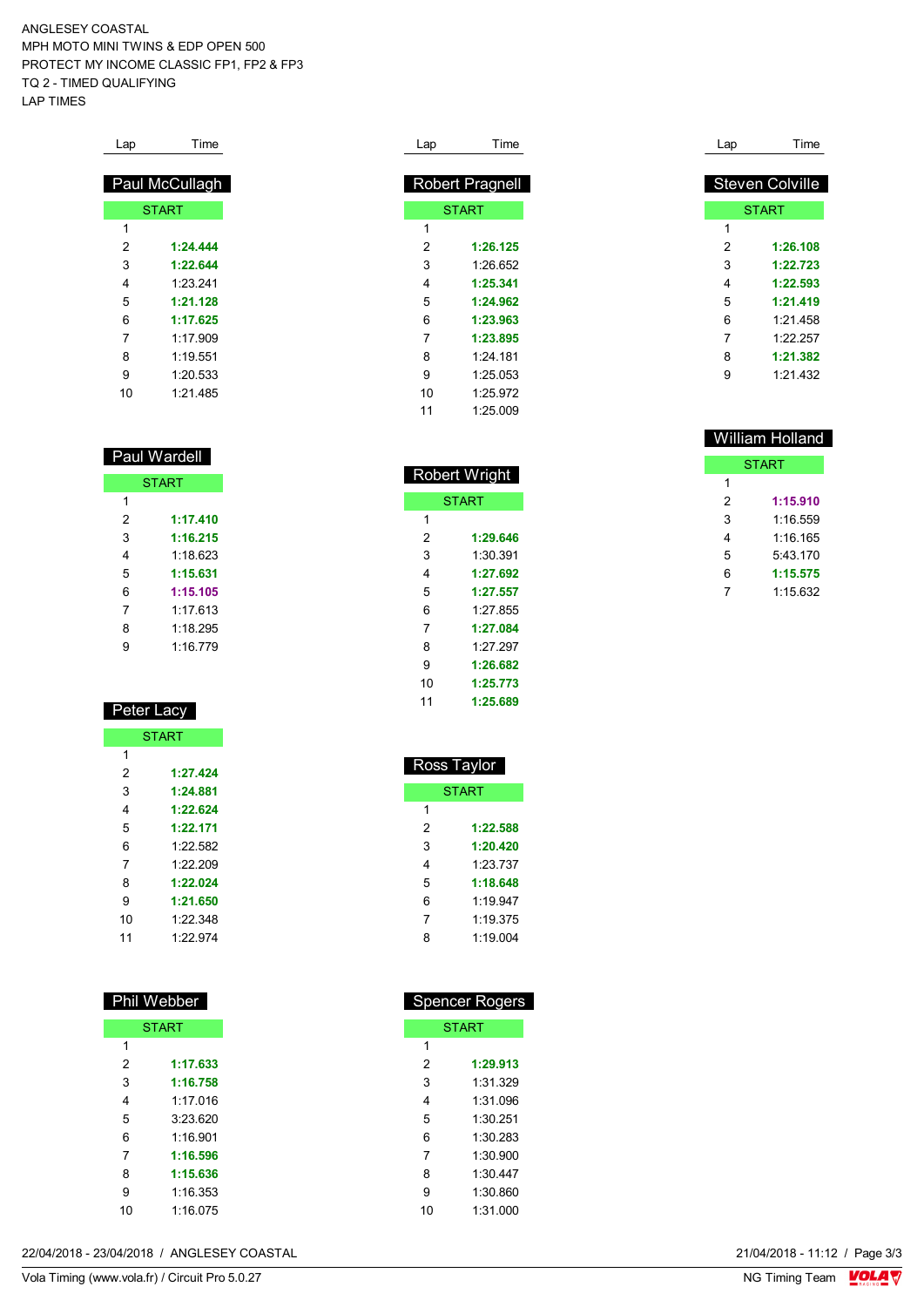ANGLESEY COASTAL
MPH MOTO MINI TWINS & EDP OPEN 500
PROTECT MY INCOME CLASSIC FP1, FP2 & FP3
TQ 2 - TIMED QUALIFYING
LAP TIMES

## Paul McCullagh

| Lap | Time |
|---|---|
| START | |
| 1 | |
| 2 | **1:24.444** |
| 3 | **1:22.644** |
| 4 | 1:23.241 |
| 5 | **1:21.128** |
| 6 | **1:17.625** |
| 7 | 1:17.909 |
| 8 | 1:19.551 |
| 9 | 1:20.533 |
| 10 | 1:21.485 |

## Paul Wardell

| Lap | Time |
|---|---|
| START | |
| 1 | |
| 2 | **1:17.410** |
| 3 | **1:16.215** |
| 4 | 1:18.623 |
| 5 | **1:15.631** |
| 6 | **1:15.105** |
| 7 | 1:17.613 |
| 8 | 1:18.295 |
| 9 | 1:16.779 |

## Peter Lacy

| Lap | Time |
|---|---|
| START | |
| 1 | |
| 2 | **1:27.424** |
| 3 | **1:24.881** |
| 4 | **1:22.624** |
| 5 | **1:22.171** |
| 6 | 1:22.582 |
| 7 | 1:22.209 |
| 8 | **1:22.024** |
| 9 | **1:21.650** |
| 10 | 1:22.348 |
| 11 | 1:22.974 |

## Phil Webber

| Lap | Time |
|---|---|
| START | |
| 1 | |
| 2 | **1:17.633** |
| 3 | **1:16.758** |
| 4 | 1:17.016 |
| 5 | 3:23.620 |
| 6 | 1:16.901 |
| 7 | **1:16.596** |
| 8 | **1:15.636** |
| 9 | 1:16.353 |
| 10 | 1:16.075 |

## Robert Pragnell

| Lap | Time |
|---|---|
| START | |
| 1 | |
| 2 | **1:26.125** |
| 3 | 1:26.652 |
| 4 | **1:25.341** |
| 5 | **1:24.962** |
| 6 | **1:23.963** |
| 7 | **1:23.895** |
| 8 | 1:24.181 |
| 9 | 1:25.053 |
| 10 | 1:25.972 |
| 11 | 1:25.009 |

## Robert Wright

| Lap | Time |
|---|---|
| START | |
| 1 | |
| 2 | **1:29.646** |
| 3 | 1:30.391 |
| 4 | **1:27.692** |
| 5 | **1:27.557** |
| 6 | 1:27.855 |
| 7 | **1:27.084** |
| 8 | 1:27.297 |
| 9 | **1:26.682** |
| 10 | **1:25.773** |
| 11 | **1:25.689** |

## Ross Taylor

| Lap | Time |
|---|---|
| START | |
| 1 | |
| 2 | **1:22.588** |
| 3 | **1:20.420** |
| 4 | 1:23.737 |
| 5 | **1:18.648** |
| 6 | 1:19.947 |
| 7 | 1:19.375 |
| 8 | 1:19.004 |

## Spencer Rogers

| Lap | Time |
|---|---|
| START | |
| 1 | |
| 2 | **1:29.913** |
| 3 | 1:31.329 |
| 4 | 1:31.096 |
| 5 | 1:30.251 |
| 6 | 1:30.283 |
| 7 | 1:30.900 |
| 8 | 1:30.447 |
| 9 | 1:30.860 |
| 10 | 1:31.000 |

## Steven Colville

| Lap | Time |
|---|---|
| START | |
| 1 | |
| 2 | **1:26.108** |
| 3 | **1:22.723** |
| 4 | **1:22.593** |
| 5 | **1:21.419** |
| 6 | 1:21.458 |
| 7 | 1:22.257 |
| 8 | **1:21.382** |
| 9 | 1:21.432 |

## William Holland

| Lap | Time |
|---|---|
| START | |
| 1 | |
| 2 | **1:15.910** |
| 3 | 1:16.559 |
| 4 | 1:16.165 |
| 5 | 5:43.170 |
| 6 | **1:15.575** |
| 7 | 1:15.632 |

22/04/2018 - 23/04/2018 / ANGLESEY COASTAL
21/04/2018 - 11:12

Vola Timing (www.vola.fr) / Circuit Pro 5.0.27
NG Timing Team